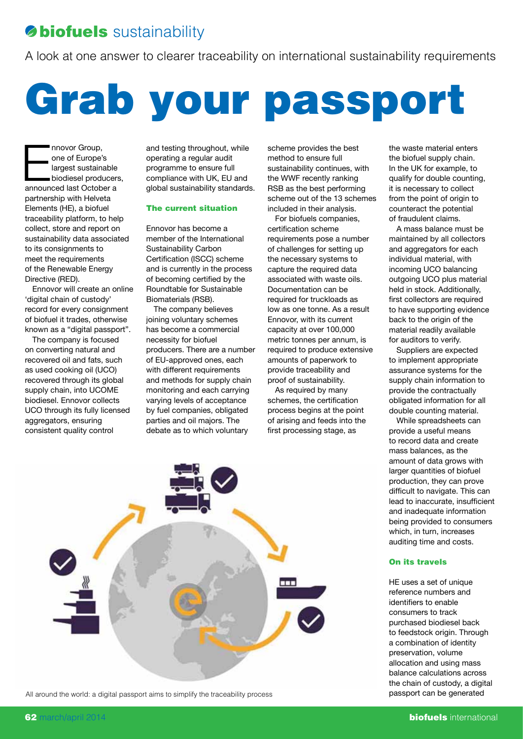**biofuels** sustainability

A look at one answer to clearer traceability on international sustainability requirements

# Grab your passport

Ennovor Group, one of Europe's largest sustainable biodiesel producers, announced last October a partnership with Helveta Elements (HE), a biofuel traceability platform, to help collect, store and report on sustainability data associated to its consignments to meet the requirements of the Renewable Energy Directive (RED).

Ennovor will create an online 'digital chain of custody' record for every consignment of biofuel it trades, otherwise known as a "digital passport".

The company is focused on converting natural and recovered oil and fats, such as used cooking oil (UCO) recovered through its global supply chain, into UCOME biodiesel. Ennovor collects UCO through its fully licensed aggregators, ensuring consistent quality control and testing throughout, while operating a regular audit programme to ensure full compliance with UK, EU and global sustainability standards.

### The current situation

Ennovor has become a member of the International Sustainability Carbon Certification (ISCC) scheme and is currently in the process of becoming certified by the Roundtable for Sustainable Biomaterials (RSB).

The company believes joining voluntary schemes has become a commercial necessity for biofuel producers. There are a number of EU-approved ones, each with different requirements and methods for supply chain monitoring and each carrying varying levels of acceptance by fuel companies, obligated parties and oil majors. The debate as to which voluntary scheme provides the best method to ensure full sustainability continues, with the WWF recently ranking RSB as the best performing scheme out of the 13 schemes included in their analysis.

For biofuels companies, certification scheme requirements pose a number of challenges for setting up the necessary systems to capture the required data associated with waste oils. Documentation can be required for truckloads as low as one tonne. As a result Ennovor, with its current capacity at over 100,000 metric tonnes per annum, is required to produce extensive amounts of paperwork to provide traceability and proof of sustainability.

As required by many schemes, the certification process begins at the point of arising and feeds into the first processing stage, as the waste material enters the biofuel supply chain. In the UK for example, to qualify for double counting, it is necessary to collect from the point of origin to counteract the potential of fraudulent claims.

A mass balance must be maintained by all collectors and aggregators for each individual material, with incoming UCO balancing outgoing UCO plus material held in stock. Additionally, first collectors are required to have supporting evidence back to the origin of the material readily available for auditors to verify.

Suppliers are expected to implement appropriate assurance systems for the supply chain information to provide the contractually obligated information for all double counting material.

While spreadsheets can provide a useful means to record data and create mass balances, as the amount of data grows with larger quantities of biofuel production, they can prove difficult to navigate. This can lead to inaccurate, insufficient and inadequate information being provided to consumers which, in turn, increases auditing time and costs.

### On its travels

HE uses a set of unique reference numbers and identifiers to enable consumers to track purchased biodiesel back to feedstock origin. Through a combination of identity preservation, volume allocation and using mass balance calculations across the chain of custody, a digital passport can be generated

All around the world: a digital passport aims to simplify the traceability process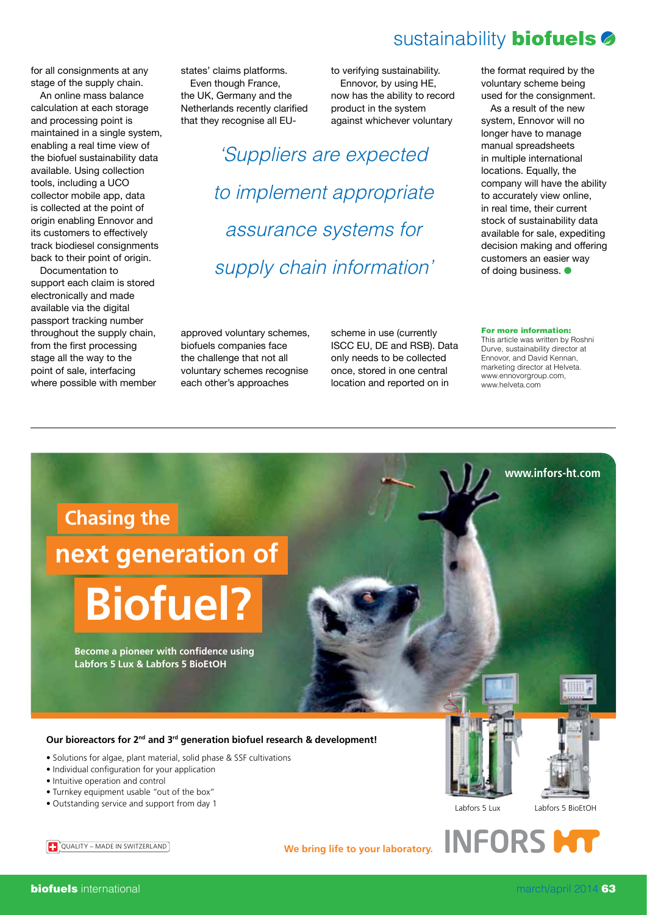for all consignments at any stage of the supply chain.

An online mass balance calculation at each storage and processing point is maintained in a single system, enabling a real time view of the biofuel sustainability data available. Using collection tools, including a UCO collector mobile app, data is collected at the point of origin enabling Ennovor and its customers to effectively track biodiesel consignments back to their point of origin.

Documentation to support each claim is stored electronically and made available via the digital passport tracking number throughout the supply chain, from the first processing stage all the way to the point of sale, interfacing where possible with member states' claims platforms.

Even though France, the UK, Germany and the Netherlands recently clarified that they recognise all EU-approved voluntary schemes, biofuels companies face the challenge that not all voluntary schemes recognise each other's approaches to verifying sustainability.

*'Suppliers are expected to implement appropriate assurance systems for supply chain information'*

Ennovor, by using HE, now has the ability to record product in the system against whichever voluntary scheme in use (currently ISCC EU, DE and RSB). Data only needs to be collected once, stored in one central location and reported on in the format required by the voluntary scheme being used for the consignment.

As a result of the new system, Ennovor will no longer have to manage manual spreadsheets in multiple international locations. Equally, the company will have the ability to accurately view online, in real time, their current stock of sustainability data available for sale, expediting decision making and offering customers an easier way of doing business.

**For more information:**
This article was written by Roshni Durve, sustainability director at Ennovor, and David Kennan, marketing director at Helveta.
www.ennovorgroup.com, www.helveta.com

---

www.infors-ht.com

## Chasing the next generation of Biofuel?

**Become a pioneer with confidence using Labfors 5 Lux & Labfors 5 BioEtOH**

**Our bioreactors for 2nd and 3rd generation biofuel research & development!**

- Solutions for algae, plant material, solid phase & SSF cultivations
- Individual configuration for your application
- Intuitive operation and control
- Turnkey equipment usable "out of the box"
- Outstanding service and support from day 1

Labfors 5 Lux

Labfors 5 BioEtOH

QUALITY – MADE IN SWITZERLAND

We bring life to your laboratory.

INFORS HT